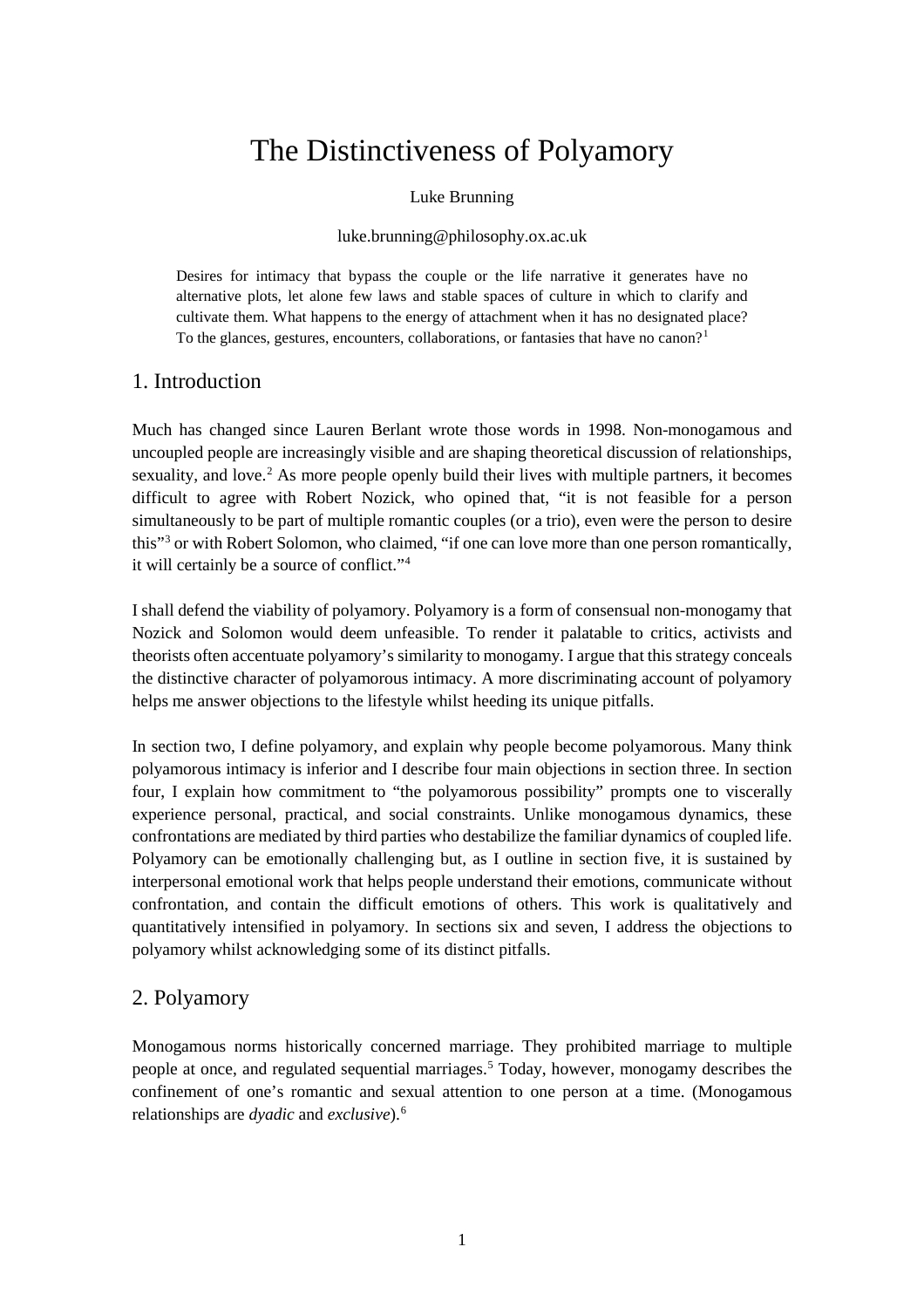# The Distinctiveness of Polyamory

Luke Brunning

luke.brunning@philosophy.ox.ac.uk

> Desires for intimacy that bypass the couple or the life narrative it generates have no alternative plots, let alone few laws and stable spaces of culture in which to clarify and cultivate them. What happens to the energy of attachment when it has no designated place? To the glances, gestures, encounters, collaborations, or fantasies that have no canon?[1]

## 1. Introduction

Much has changed since Lauren Berlant wrote those words in 1998. Non-monogamous and uncoupled people are increasingly visible and are shaping theoretical discussion of relationships, sexuality, and love.[2] As more people openly build their lives with multiple partners, it becomes difficult to agree with Robert Nozick, who opined that, "it is not feasible for a person simultaneously to be part of multiple romantic couples (or a trio), even were the person to desire this"[3] or with Robert Solomon, who claimed, "if one can love more than one person romantically, it will certainly be a source of conflict."[4]

I shall defend the viability of polyamory. Polyamory is a form of consensual non-monogamy that Nozick and Solomon would deem unfeasible. To render it palatable to critics, activists and theorists often accentuate polyamory's similarity to monogamy. I argue that this strategy conceals the distinctive character of polyamorous intimacy. A more discriminating account of polyamory helps me answer objections to the lifestyle whilst heeding its unique pitfalls.

In section two, I define polyamory, and explain why people become polyamorous. Many think polyamorous intimacy is inferior and I describe four main objections in section three. In section four, I explain how commitment to "the polyamorous possibility" prompts one to viscerally experience personal, practical, and social constraints. Unlike monogamous dynamics, these confrontations are mediated by third parties who destabilize the familiar dynamics of coupled life. Polyamory can be emotionally challenging but, as I outline in section five, it is sustained by interpersonal emotional work that helps people understand their emotions, communicate without confrontation, and contain the difficult emotions of others. This work is qualitatively and quantitatively intensified in polyamory. In sections six and seven, I address the objections to polyamory whilst acknowledging some of its distinct pitfalls.

## 2. Polyamory

Monogamous norms historically concerned marriage. They prohibited marriage to multiple people at once, and regulated sequential marriages.[5] Today, however, monogamy describes the confinement of one's romantic and sexual attention to one person at a time. (Monogamous relationships are *dyadic* and *exclusive*).[6]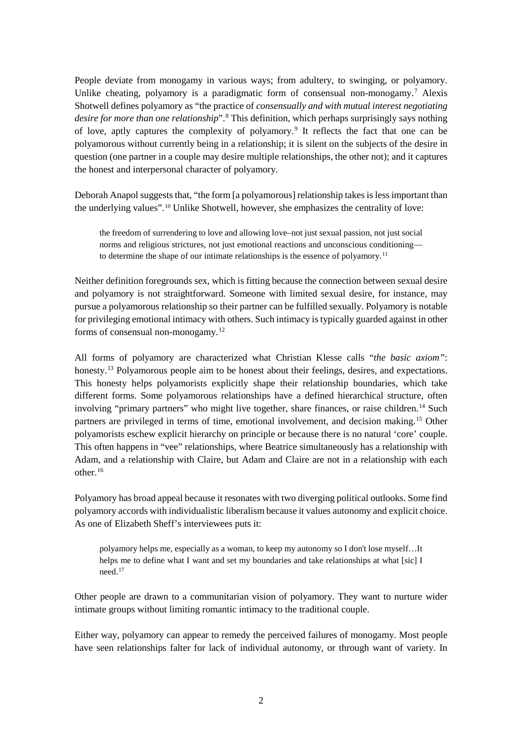People deviate from monogamy in various ways; from adultery, to swinging, or polyamory. Unlike cheating, polyamory is a paradigmatic form of consensual non-monogamy.[7] Alexis Shotwell defines polyamory as "the practice of *consensually and with mutual interest negotiating desire for more than one relationship*".[8] This definition, which perhaps surprisingly says nothing of love, aptly captures the complexity of polyamory.[9] It reflects the fact that one can be polyamorous without currently being in a relationship; it is silent on the subjects of the desire in question (one partner in a couple may desire multiple relationships, the other not); and it captures the honest and interpersonal character of polyamory.

Deborah Anapol suggests that, "the form [a polyamorous] relationship takes is less important than the underlying values".[10] Unlike Shotwell, however, she emphasizes the centrality of love:

> the freedom of surrendering to love and allowing love–not just sexual passion, not just social norms and religious strictures, not just emotional reactions and unconscious conditioning—to determine the shape of our intimate relationships is the essence of polyamory.[11]

Neither definition foregrounds sex, which is fitting because the connection between sexual desire and polyamory is not straightforward. Someone with limited sexual desire, for instance, may pursue a polyamorous relationship so their partner can be fulfilled sexually. Polyamory is notable for privileging emotional intimacy with others. Such intimacy is typically guarded against in other forms of consensual non-monogamy.[12]

All forms of polyamory are characterized what Christian Klesse calls "*the basic axiom*": honesty.[13] Polyamorous people aim to be honest about their feelings, desires, and expectations. This honesty helps polyamorists explicitly shape their relationship boundaries, which take different forms. Some polyamorous relationships have a defined hierarchical structure, often involving "primary partners" who might live together, share finances, or raise children.[14] Such partners are privileged in terms of time, emotional involvement, and decision making.[15] Other polyamorists eschew explicit hierarchy on principle or because there is no natural 'core' couple. This often happens in "vee" relationships, where Beatrice simultaneously has a relationship with Adam, and a relationship with Claire, but Adam and Claire are not in a relationship with each other.[16]

Polyamory has broad appeal because it resonates with two diverging political outlooks. Some find polyamory accords with individualistic liberalism because it values autonomy and explicit choice. As one of Elizabeth Sheff's interviewees puts it:

> polyamory helps me, especially as a woman, to keep my autonomy so I don't lose myself…It helps me to define what I want and set my boundaries and take relationships at what [sic] I need.[17]

Other people are drawn to a communitarian vision of polyamory. They want to nurture wider intimate groups without limiting romantic intimacy to the traditional couple.

Either way, polyamory can appear to remedy the perceived failures of monogamy. Most people have seen relationships falter for lack of individual autonomy, or through want of variety. In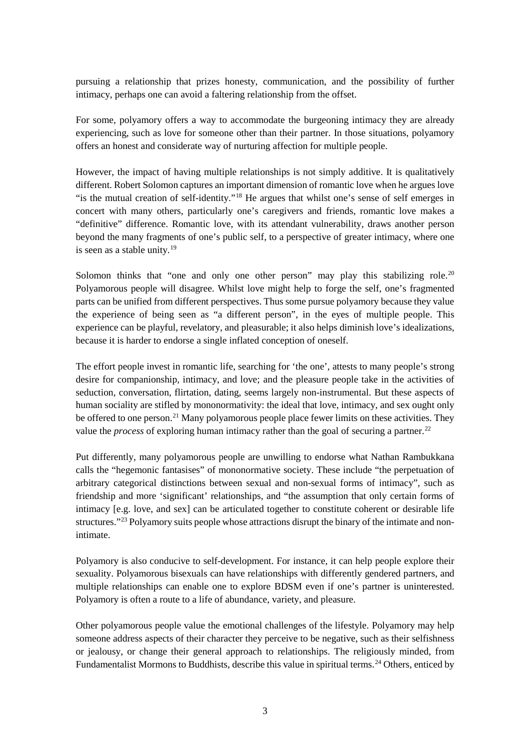pursuing a relationship that prizes honesty, communication, and the possibility of further intimacy, perhaps one can avoid a faltering relationship from the offset.

For some, polyamory offers a way to accommodate the burgeoning intimacy they are already experiencing, such as love for someone other than their partner. In those situations, polyamory offers an honest and considerate way of nurturing affection for multiple people.

However, the impact of having multiple relationships is not simply additive. It is qualitatively different. Robert Solomon captures an important dimension of romantic love when he argues love "is the mutual creation of self-identity."[18] He argues that whilst one's sense of self emerges in concert with many others, particularly one's caregivers and friends, romantic love makes a "definitive" difference. Romantic love, with its attendant vulnerability, draws another person beyond the many fragments of one's public self, to a perspective of greater intimacy, where one is seen as a stable unity.[19]

Solomon thinks that "one and only one other person" may play this stabilizing role.[20] Polyamorous people will disagree. Whilst love might help to forge the self, one's fragmented parts can be unified from different perspectives. Thus some pursue polyamory because they value the experience of being seen as "a different person", in the eyes of multiple people. This experience can be playful, revelatory, and pleasurable; it also helps diminish love's idealizations, because it is harder to endorse a single inflated conception of oneself.

The effort people invest in romantic life, searching for 'the one', attests to many people's strong desire for companionship, intimacy, and love; and the pleasure people take in the activities of seduction, conversation, flirtation, dating, seems largely non-instrumental. But these aspects of human sociality are stifled by mononormativity: the ideal that love, intimacy, and sex ought only be offered to one person.[21] Many polyamorous people place fewer limits on these activities. They value the *process* of exploring human intimacy rather than the goal of securing a partner.[22]

Put differently, many polyamorous people are unwilling to endorse what Nathan Rambukkana calls the "hegemonic fantasises" of mononormative society. These include "the perpetuation of arbitrary categorical distinctions between sexual and non-sexual forms of intimacy", such as friendship and more 'significant' relationships, and "the assumption that only certain forms of intimacy [e.g. love, and sex] can be articulated together to constitute coherent or desirable life structures."[23] Polyamory suits people whose attractions disrupt the binary of the intimate and non-intimate.

Polyamory is also conducive to self-development. For instance, it can help people explore their sexuality. Polyamorous bisexuals can have relationships with differently gendered partners, and multiple relationships can enable one to explore BDSM even if one's partner is uninterested. Polyamory is often a route to a life of abundance, variety, and pleasure.

Other polyamorous people value the emotional challenges of the lifestyle. Polyamory may help someone address aspects of their character they perceive to be negative, such as their selfishness or jealousy, or change their general approach to relationships. The religiously minded, from Fundamentalist Mormons to Buddhists, describe this value in spiritual terms.[24] Others, enticed by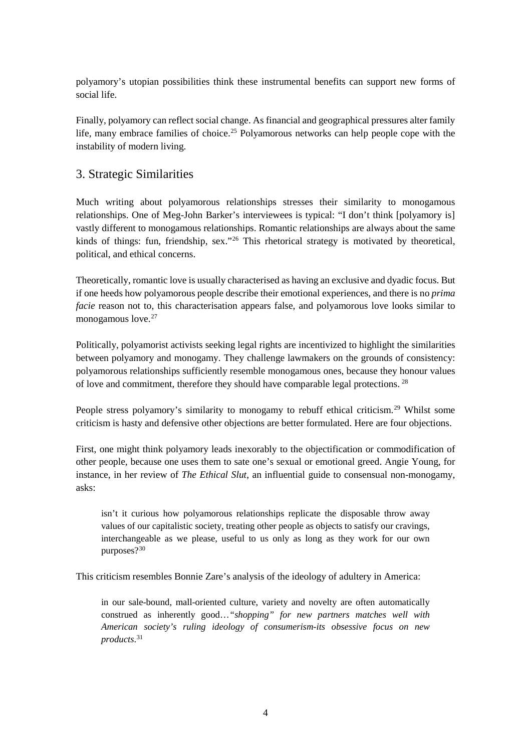polyamory's utopian possibilities think these instrumental benefits can support new forms of social life.

Finally, polyamory can reflect social change. As financial and geographical pressures alter family life, many embrace families of choice.[25] Polyamorous networks can help people cope with the instability of modern living.

## 3. Strategic Similarities

Much writing about polyamorous relationships stresses their similarity to monogamous relationships. One of Meg-John Barker's interviewees is typical: "I don't think [polyamory is] vastly different to monogamous relationships. Romantic relationships are always about the same kinds of things: fun, friendship, sex."[26] This rhetorical strategy is motivated by theoretical, political, and ethical concerns.

Theoretically, romantic love is usually characterised as having an exclusive and dyadic focus. But if one heeds how polyamorous people describe their emotional experiences, and there is no *prima facie* reason not to, this characterisation appears false, and polyamorous love looks similar to monogamous love.[27]

Politically, polyamorist activists seeking legal rights are incentivized to highlight the similarities between polyamory and monogamy. They challenge lawmakers on the grounds of consistency: polyamorous relationships sufficiently resemble monogamous ones, because they honour values of love and commitment, therefore they should have comparable legal protections.[28]

People stress polyamory's similarity to monogamy to rebuff ethical criticism.[29] Whilst some criticism is hasty and defensive other objections are better formulated. Here are four objections.

First, one might think polyamory leads inexorably to the objectification or commodification of other people, because one uses them to sate one's sexual or emotional greed. Angie Young, for instance, in her review of *The Ethical Slut*, an influential guide to consensual non-monogamy, asks:

> isn't it curious how polyamorous relationships replicate the disposable throw away values of our capitalistic society, treating other people as objects to satisfy our cravings, interchangeable as we please, useful to us only as long as they work for our own purposes?[30]

This criticism resembles Bonnie Zare's analysis of the ideology of adultery in America:

> in our sale-bound, mall-oriented culture, variety and novelty are often automatically construed as inherently good…*"shopping" for new partners matches well with American society's ruling ideology of consumerism-its obsessive focus on new products*.[31]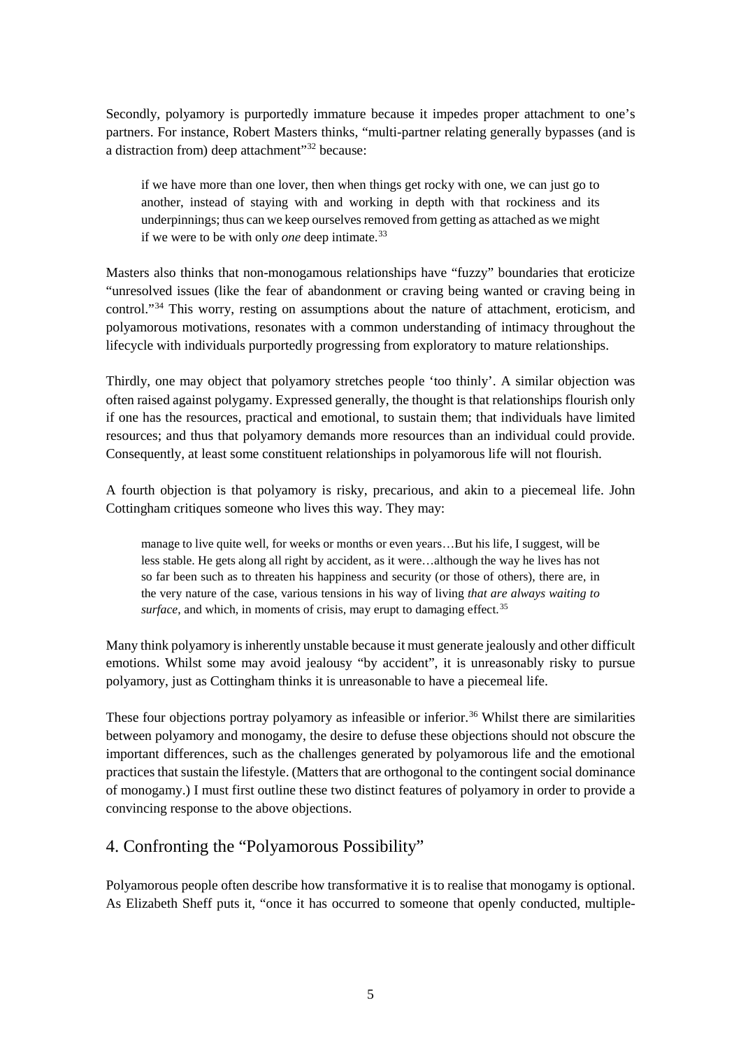Secondly, polyamory is purportedly immature because it impedes proper attachment to one's partners. For instance, Robert Masters thinks, "multi-partner relating generally bypasses (and is a distraction from) deep attachment"[32] because:

> if we have more than one lover, then when things get rocky with one, we can just go to another, instead of staying with and working in depth with that rockiness and its underpinnings; thus can we keep ourselves removed from getting as attached as we might if we were to be with only *one* deep intimate.[33]

Masters also thinks that non-monogamous relationships have "fuzzy" boundaries that eroticize "unresolved issues (like the fear of abandonment or craving being wanted or craving being in control."[34] This worry, resting on assumptions about the nature of attachment, eroticism, and polyamorous motivations, resonates with a common understanding of intimacy throughout the lifecycle with individuals purportedly progressing from exploratory to mature relationships.

Thirdly, one may object that polyamory stretches people 'too thinly'. A similar objection was often raised against polygamy. Expressed generally, the thought is that relationships flourish only if one has the resources, practical and emotional, to sustain them; that individuals have limited resources; and thus that polyamory demands more resources than an individual could provide. Consequently, at least some constituent relationships in polyamorous life will not flourish.

A fourth objection is that polyamory is risky, precarious, and akin to a piecemeal life. John Cottingham critiques someone who lives this way. They may:

> manage to live quite well, for weeks or months or even years…But his life, I suggest, will be less stable. He gets along all right by accident, as it were…although the way he lives has not so far been such as to threaten his happiness and security (or those of others), there are, in the very nature of the case, various tensions in his way of living *that are always waiting to surface*, and which, in moments of crisis, may erupt to damaging effect.[35]

Many think polyamory is inherently unstable because it must generate jealously and other difficult emotions. Whilst some may avoid jealousy "by accident", it is unreasonably risky to pursue polyamory, just as Cottingham thinks it is unreasonable to have a piecemeal life.

These four objections portray polyamory as infeasible or inferior.[36] Whilst there are similarities between polyamory and monogamy, the desire to defuse these objections should not obscure the important differences, such as the challenges generated by polyamorous life and the emotional practices that sustain the lifestyle. (Matters that are orthogonal to the contingent social dominance of monogamy.) I must first outline these two distinct features of polyamory in order to provide a convincing response to the above objections.

## 4. Confronting the "Polyamorous Possibility"

Polyamorous people often describe how transformative it is to realise that monogamy is optional. As Elizabeth Sheff puts it, "once it has occurred to someone that openly conducted, multiple-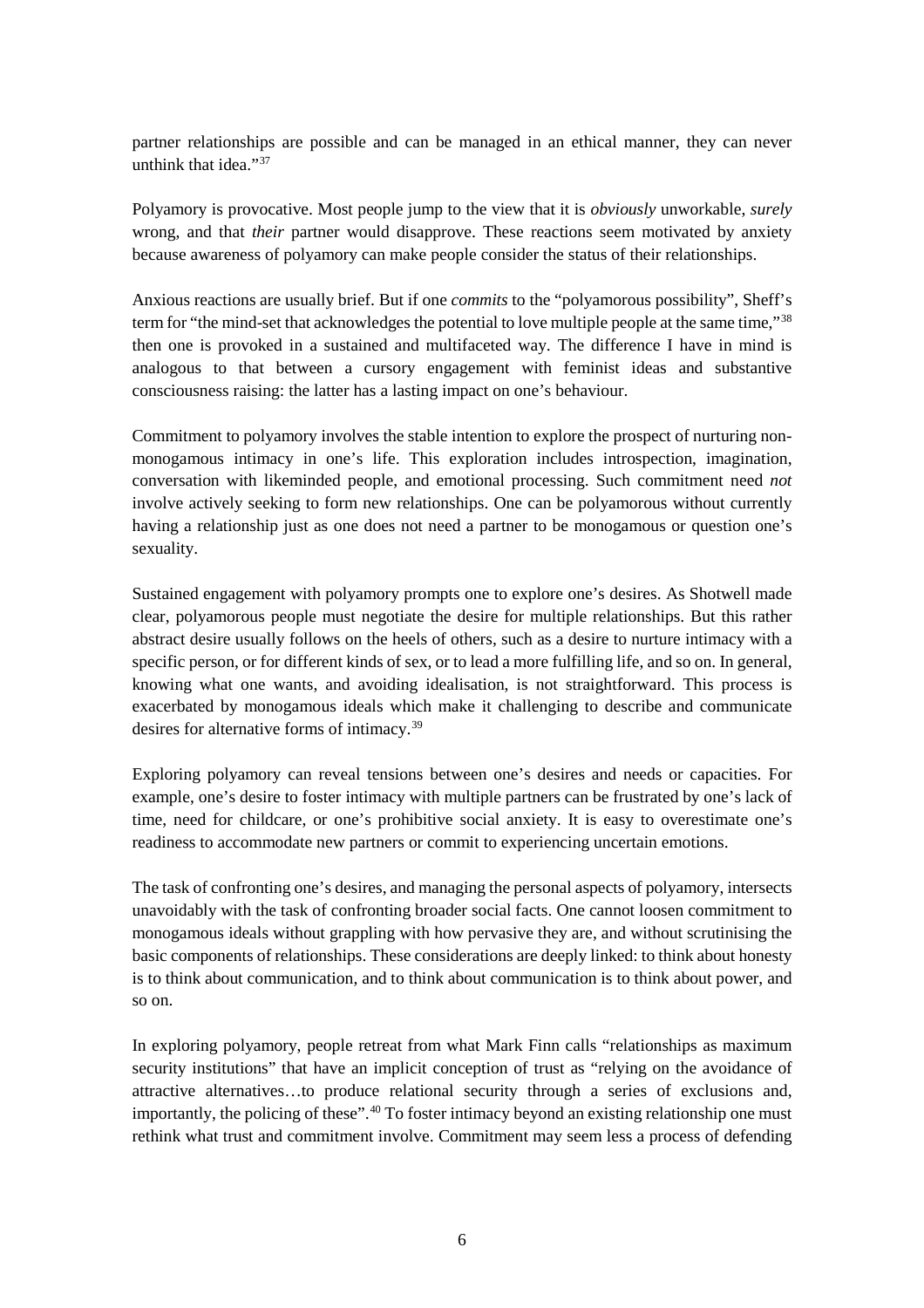partner relationships are possible and can be managed in an ethical manner, they can never unthink that idea."[37]

Polyamory is provocative. Most people jump to the view that it is *obviously* unworkable, *surely* wrong, and that *their* partner would disapprove. These reactions seem motivated by anxiety because awareness of polyamory can make people consider the status of their relationships.

Anxious reactions are usually brief. But if one *commits* to the "polyamorous possibility", Sheff's term for "the mind-set that acknowledges the potential to love multiple people at the same time,"[38] then one is provoked in a sustained and multifaceted way. The difference I have in mind is analogous to that between a cursory engagement with feminist ideas and substantive consciousness raising: the latter has a lasting impact on one's behaviour.

Commitment to polyamory involves the stable intention to explore the prospect of nurturing non-monogamous intimacy in one's life. This exploration includes introspection, imagination, conversation with likeminded people, and emotional processing. Such commitment need *not* involve actively seeking to form new relationships. One can be polyamorous without currently having a relationship just as one does not need a partner to be monogamous or question one's sexuality.

Sustained engagement with polyamory prompts one to explore one's desires. As Shotwell made clear, polyamorous people must negotiate the desire for multiple relationships. But this rather abstract desire usually follows on the heels of others, such as a desire to nurture intimacy with a specific person, or for different kinds of sex, or to lead a more fulfilling life, and so on. In general, knowing what one wants, and avoiding idealisation, is not straightforward. This process is exacerbated by monogamous ideals which make it challenging to describe and communicate desires for alternative forms of intimacy.[39]

Exploring polyamory can reveal tensions between one's desires and needs or capacities. For example, one's desire to foster intimacy with multiple partners can be frustrated by one's lack of time, need for childcare, or one's prohibitive social anxiety. It is easy to overestimate one's readiness to accommodate new partners or commit to experiencing uncertain emotions.

The task of confronting one's desires, and managing the personal aspects of polyamory, intersects unavoidably with the task of confronting broader social facts. One cannot loosen commitment to monogamous ideals without grappling with how pervasive they are, and without scrutinising the basic components of relationships. These considerations are deeply linked: to think about honesty is to think about communication, and to think about communication is to think about power, and so on.

In exploring polyamory, people retreat from what Mark Finn calls "relationships as maximum security institutions" that have an implicit conception of trust as "relying on the avoidance of attractive alternatives…to produce relational security through a series of exclusions and, importantly, the policing of these".[40] To foster intimacy beyond an existing relationship one must rethink what trust and commitment involve. Commitment may seem less a process of defending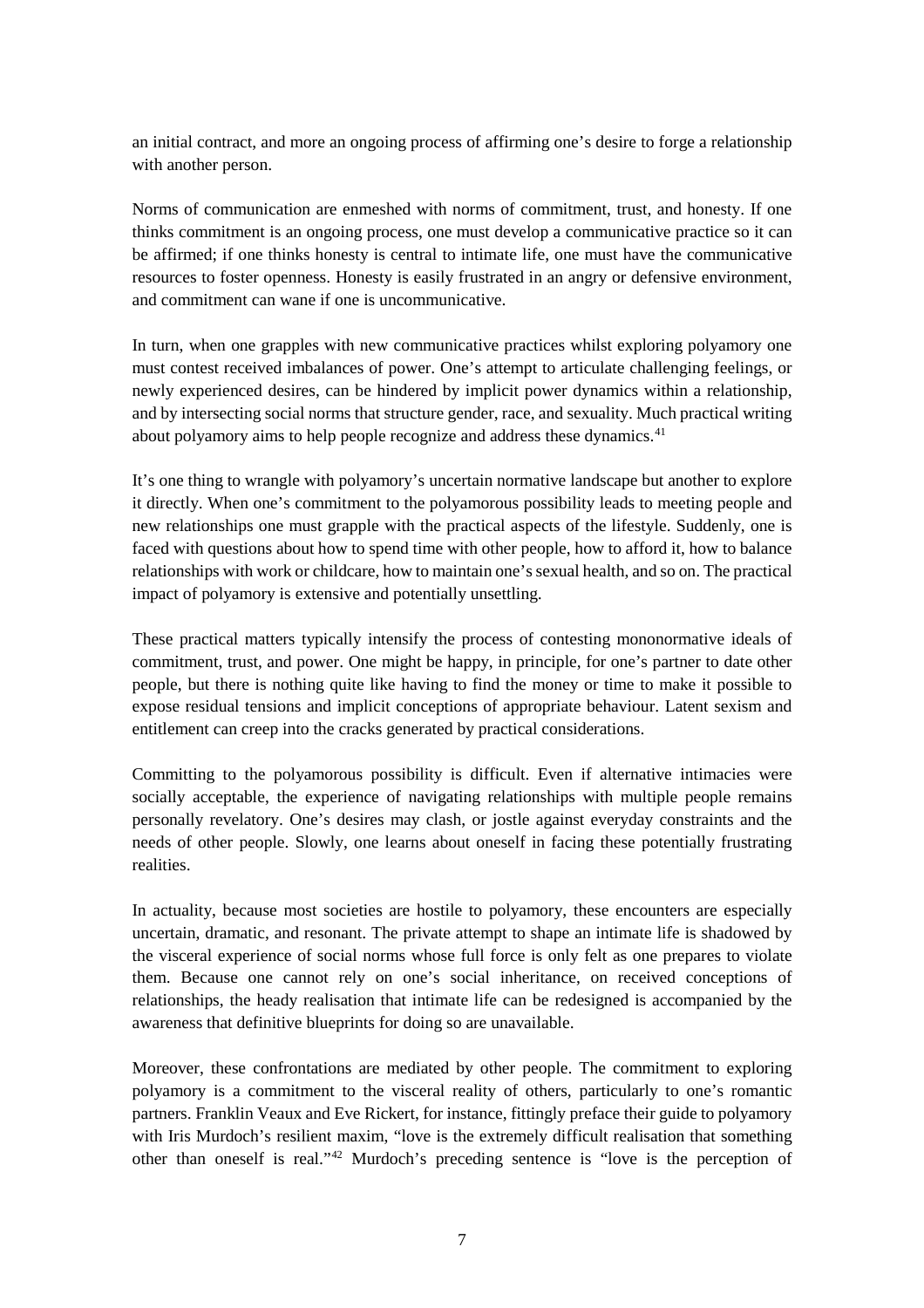an initial contract, and more an ongoing process of affirming one's desire to forge a relationship with another person.

Norms of communication are enmeshed with norms of commitment, trust, and honesty. If one thinks commitment is an ongoing process, one must develop a communicative practice so it can be affirmed; if one thinks honesty is central to intimate life, one must have the communicative resources to foster openness. Honesty is easily frustrated in an angry or defensive environment, and commitment can wane if one is uncommunicative.

In turn, when one grapples with new communicative practices whilst exploring polyamory one must contest received imbalances of power. One's attempt to articulate challenging feelings, or newly experienced desires, can be hindered by implicit power dynamics within a relationship, and by intersecting social norms that structure gender, race, and sexuality. Much practical writing about polyamory aims to help people recognize and address these dynamics.[41]

It's one thing to wrangle with polyamory's uncertain normative landscape but another to explore it directly. When one's commitment to the polyamorous possibility leads to meeting people and new relationships one must grapple with the practical aspects of the lifestyle. Suddenly, one is faced with questions about how to spend time with other people, how to afford it, how to balance relationships with work or childcare, how to maintain one's sexual health, and so on. The practical impact of polyamory is extensive and potentially unsettling.

These practical matters typically intensify the process of contesting mononormative ideals of commitment, trust, and power. One might be happy, in principle, for one's partner to date other people, but there is nothing quite like having to find the money or time to make it possible to expose residual tensions and implicit conceptions of appropriate behaviour. Latent sexism and entitlement can creep into the cracks generated by practical considerations.

Committing to the polyamorous possibility is difficult. Even if alternative intimacies were socially acceptable, the experience of navigating relationships with multiple people remains personally revelatory. One's desires may clash, or jostle against everyday constraints and the needs of other people. Slowly, one learns about oneself in facing these potentially frustrating realities.

In actuality, because most societies are hostile to polyamory, these encounters are especially uncertain, dramatic, and resonant. The private attempt to shape an intimate life is shadowed by the visceral experience of social norms whose full force is only felt as one prepares to violate them. Because one cannot rely on one's social inheritance, on received conceptions of relationships, the heady realisation that intimate life can be redesigned is accompanied by the awareness that definitive blueprints for doing so are unavailable.

Moreover, these confrontations are mediated by other people. The commitment to exploring polyamory is a commitment to the visceral reality of others, particularly to one's romantic partners. Franklin Veaux and Eve Rickert, for instance, fittingly preface their guide to polyamory with Iris Murdoch's resilient maxim, "love is the extremely difficult realisation that something other than oneself is real."[42] Murdoch's preceding sentence is "love is the perception of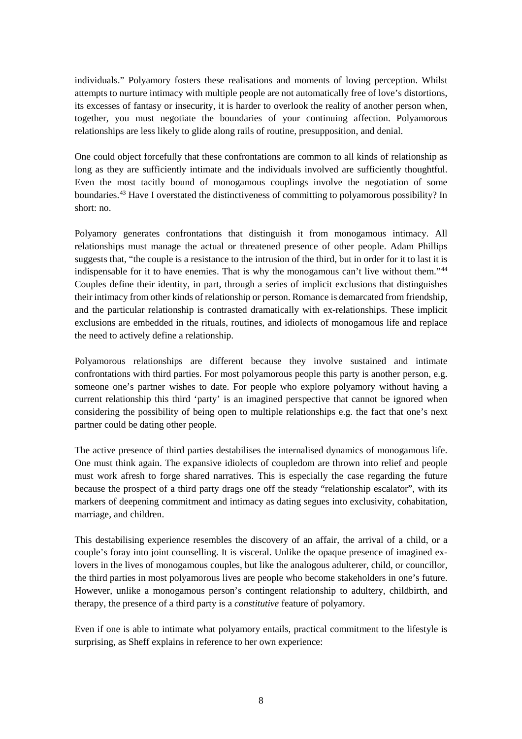individuals." Polyamory fosters these realisations and moments of loving perception. Whilst attempts to nurture intimacy with multiple people are not automatically free of love's distortions, its excesses of fantasy or insecurity, it is harder to overlook the reality of another person when, together, you must negotiate the boundaries of your continuing affection. Polyamorous relationships are less likely to glide along rails of routine, presupposition, and denial.

One could object forcefully that these confrontations are common to all kinds of relationship as long as they are sufficiently intimate and the individuals involved are sufficiently thoughtful. Even the most tacitly bound of monogamous couplings involve the negotiation of some boundaries.[43] Have I overstated the distinctiveness of committing to polyamorous possibility? In short: no.

Polyamory generates confrontations that distinguish it from monogamous intimacy. All relationships must manage the actual or threatened presence of other people. Adam Phillips suggests that, "the couple is a resistance to the intrusion of the third, but in order for it to last it is indispensable for it to have enemies. That is why the monogamous can't live without them."[44] Couples define their identity, in part, through a series of implicit exclusions that distinguishes their intimacy from other kinds of relationship or person. Romance is demarcated from friendship, and the particular relationship is contrasted dramatically with ex-relationships. These implicit exclusions are embedded in the rituals, routines, and idiolects of monogamous life and replace the need to actively define a relationship.

Polyamorous relationships are different because they involve sustained and intimate confrontations with third parties. For most polyamorous people this party is another person, e.g. someone one's partner wishes to date. For people who explore polyamory without having a current relationship this third 'party' is an imagined perspective that cannot be ignored when considering the possibility of being open to multiple relationships e.g. the fact that one's next partner could be dating other people.

The active presence of third parties destabilises the internalised dynamics of monogamous life. One must think again. The expansive idiolects of coupledom are thrown into relief and people must work afresh to forge shared narratives. This is especially the case regarding the future because the prospect of a third party drags one off the steady "relationship escalator", with its markers of deepening commitment and intimacy as dating segues into exclusivity, cohabitation, marriage, and children.

This destabilising experience resembles the discovery of an affair, the arrival of a child, or a couple's foray into joint counselling. It is visceral. Unlike the opaque presence of imagined ex-lovers in the lives of monogamous couples, but like the analogous adulterer, child, or councillor, the third parties in most polyamorous lives are people who become stakeholders in one's future. However, unlike a monogamous person's contingent relationship to adultery, childbirth, and therapy, the presence of a third party is a *constitutive* feature of polyamory.

Even if one is able to intimate what polyamory entails, practical commitment to the lifestyle is surprising, as Sheff explains in reference to her own experience: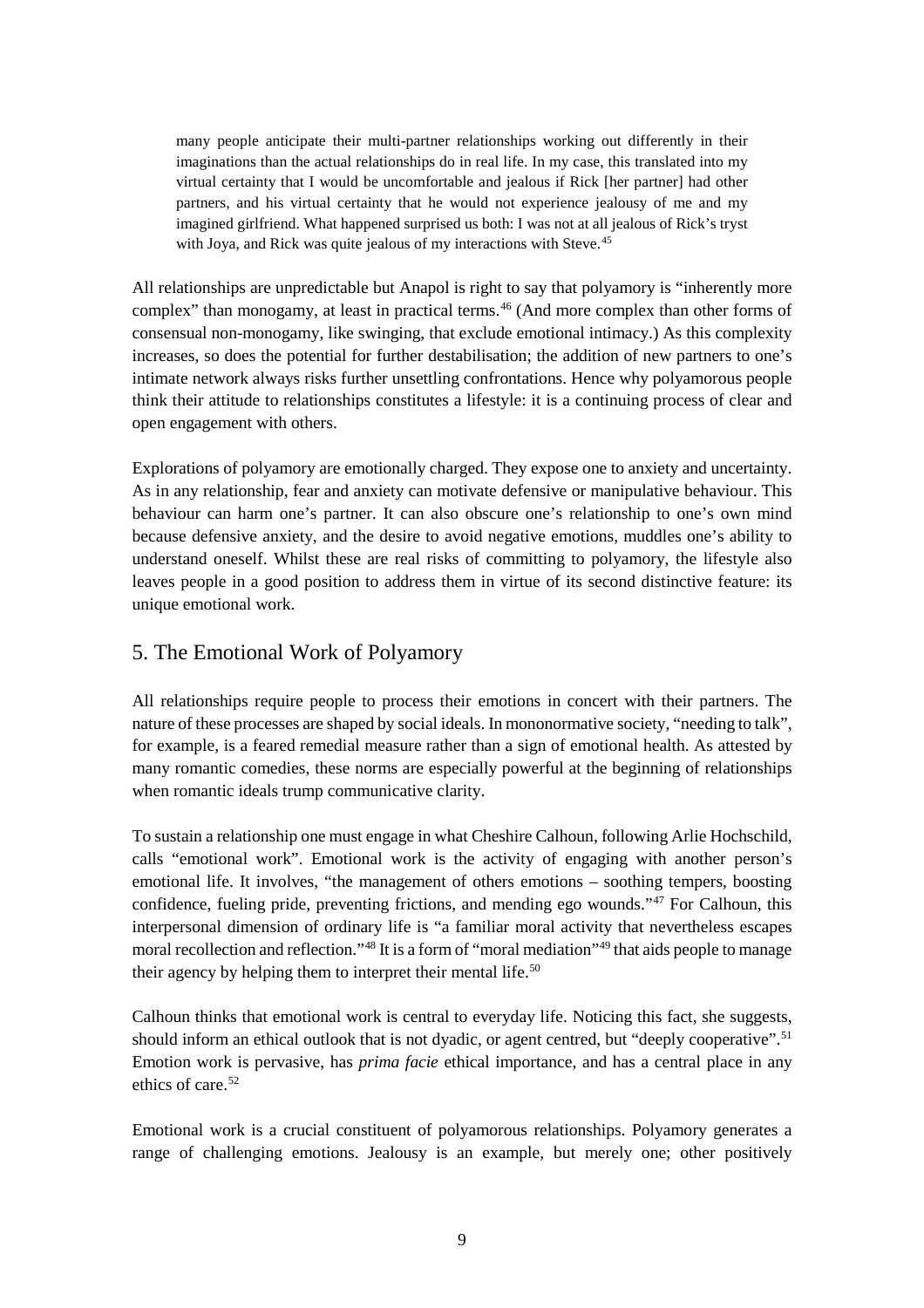> many people anticipate their multi-partner relationships working out differently in their imaginations than the actual relationships do in real life. In my case, this translated into my virtual certainty that I would be uncomfortable and jealous if Rick [her partner] had other partners, and his virtual certainty that he would not experience jealousy of me and my imagined girlfriend. What happened surprised us both: I was not at all jealous of Rick's tryst with Joya, and Rick was quite jealous of my interactions with Steve.[45]

All relationships are unpredictable but Anapol is right to say that polyamory is "inherently more complex" than monogamy, at least in practical terms.[46] (And more complex than other forms of consensual non-monogamy, like swinging, that exclude emotional intimacy.) As this complexity increases, so does the potential for further destabilisation; the addition of new partners to one's intimate network always risks further unsettling confrontations. Hence why polyamorous people think their attitude to relationships constitutes a lifestyle: it is a continuing process of clear and open engagement with others.

Explorations of polyamory are emotionally charged. They expose one to anxiety and uncertainty. As in any relationship, fear and anxiety can motivate defensive or manipulative behaviour. This behaviour can harm one's partner. It can also obscure one's relationship to one's own mind because defensive anxiety, and the desire to avoid negative emotions, muddles one's ability to understand oneself. Whilst these are real risks of committing to polyamory, the lifestyle also leaves people in a good position to address them in virtue of its second distinctive feature: its unique emotional work.

## 5. The Emotional Work of Polyamory

All relationships require people to process their emotions in concert with their partners. The nature of these processes are shaped by social ideals. In mononormative society, "needing to talk", for example, is a feared remedial measure rather than a sign of emotional health. As attested by many romantic comedies, these norms are especially powerful at the beginning of relationships when romantic ideals trump communicative clarity.

To sustain a relationship one must engage in what Cheshire Calhoun, following Arlie Hochschild, calls "emotional work". Emotional work is the activity of engaging with another person's emotional life. It involves, "the management of others emotions – soothing tempers, boosting confidence, fueling pride, preventing frictions, and mending ego wounds."[47] For Calhoun, this interpersonal dimension of ordinary life is "a familiar moral activity that nevertheless escapes moral recollection and reflection."[48] It is a form of "moral mediation"[49] that aids people to manage their agency by helping them to interpret their mental life.[50]

Calhoun thinks that emotional work is central to everyday life. Noticing this fact, she suggests, should inform an ethical outlook that is not dyadic, or agent centred, but "deeply cooperative".[51] Emotion work is pervasive, has *prima facie* ethical importance, and has a central place in any ethics of care.[52]

Emotional work is a crucial constituent of polyamorous relationships. Polyamory generates a range of challenging emotions. Jealousy is an example, but merely one; other positively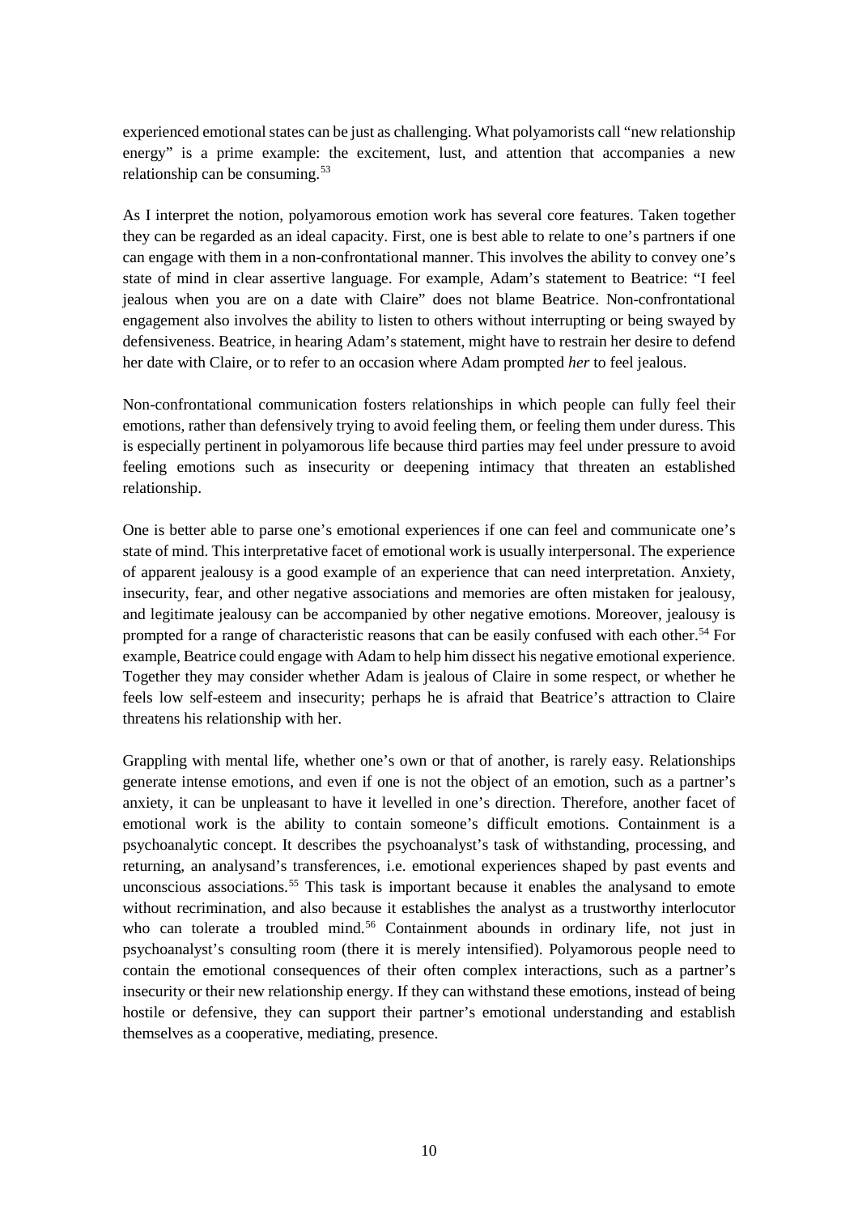experienced emotional states can be just as challenging. What polyamorists call "new relationship energy" is a prime example: the excitement, lust, and attention that accompanies a new relationship can be consuming.[53]

As I interpret the notion, polyamorous emotion work has several core features. Taken together they can be regarded as an ideal capacity. First, one is best able to relate to one's partners if one can engage with them in a non-confrontational manner. This involves the ability to convey one's state of mind in clear assertive language. For example, Adam's statement to Beatrice: "I feel jealous when you are on a date with Claire" does not blame Beatrice. Non-confrontational engagement also involves the ability to listen to others without interrupting or being swayed by defensiveness. Beatrice, in hearing Adam's statement, might have to restrain her desire to defend her date with Claire, or to refer to an occasion where Adam prompted *her* to feel jealous.

Non-confrontational communication fosters relationships in which people can fully feel their emotions, rather than defensively trying to avoid feeling them, or feeling them under duress. This is especially pertinent in polyamorous life because third parties may feel under pressure to avoid feeling emotions such as insecurity or deepening intimacy that threaten an established relationship.

One is better able to parse one's emotional experiences if one can feel and communicate one's state of mind. This interpretative facet of emotional work is usually interpersonal. The experience of apparent jealousy is a good example of an experience that can need interpretation. Anxiety, insecurity, fear, and other negative associations and memories are often mistaken for jealousy, and legitimate jealousy can be accompanied by other negative emotions. Moreover, jealousy is prompted for a range of characteristic reasons that can be easily confused with each other.[54] For example, Beatrice could engage with Adam to help him dissect his negative emotional experience. Together they may consider whether Adam is jealous of Claire in some respect, or whether he feels low self-esteem and insecurity; perhaps he is afraid that Beatrice's attraction to Claire threatens his relationship with her.

Grappling with mental life, whether one's own or that of another, is rarely easy. Relationships generate intense emotions, and even if one is not the object of an emotion, such as a partner's anxiety, it can be unpleasant to have it levelled in one's direction. Therefore, another facet of emotional work is the ability to contain someone's difficult emotions. Containment is a psychoanalytic concept. It describes the psychoanalyst's task of withstanding, processing, and returning, an analysand's transferences, i.e. emotional experiences shaped by past events and unconscious associations.[55] This task is important because it enables the analysand to emote without recrimination, and also because it establishes the analyst as a trustworthy interlocutor who can tolerate a troubled mind.[56] Containment abounds in ordinary life, not just in psychoanalyst's consulting room (there it is merely intensified). Polyamorous people need to contain the emotional consequences of their often complex interactions, such as a partner's insecurity or their new relationship energy. If they can withstand these emotions, instead of being hostile or defensive, they can support their partner's emotional understanding and establish themselves as a cooperative, mediating, presence.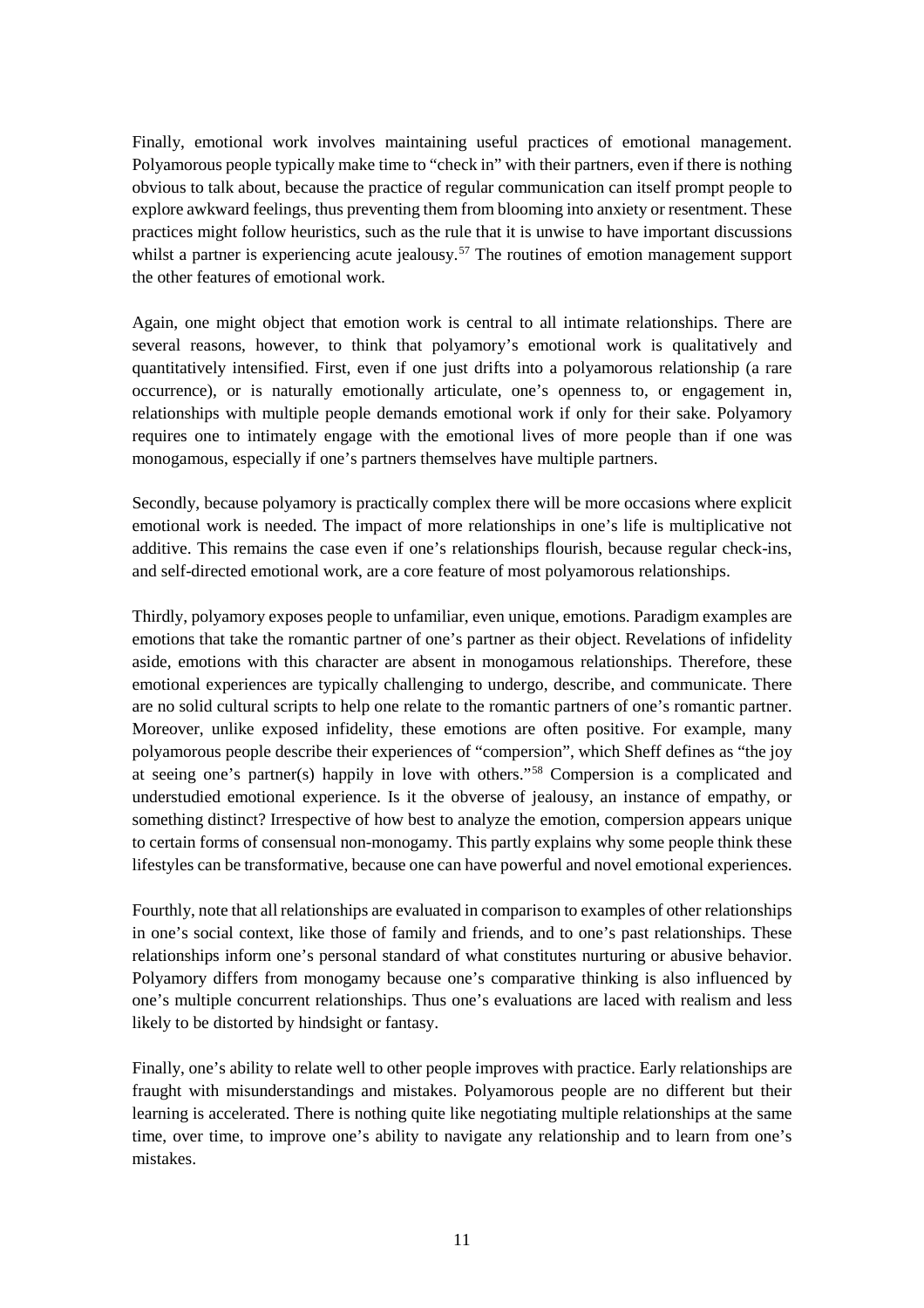Finally, emotional work involves maintaining useful practices of emotional management. Polyamorous people typically make time to "check in" with their partners, even if there is nothing obvious to talk about, because the practice of regular communication can itself prompt people to explore awkward feelings, thus preventing them from blooming into anxiety or resentment. These practices might follow heuristics, such as the rule that it is unwise to have important discussions whilst a partner is experiencing acute jealousy.[57] The routines of emotion management support the other features of emotional work.

Again, one might object that emotion work is central to all intimate relationships. There are several reasons, however, to think that polyamory's emotional work is qualitatively and quantitatively intensified. First, even if one just drifts into a polyamorous relationship (a rare occurrence), or is naturally emotionally articulate, one's openness to, or engagement in, relationships with multiple people demands emotional work if only for their sake. Polyamory requires one to intimately engage with the emotional lives of more people than if one was monogamous, especially if one's partners themselves have multiple partners.

Secondly, because polyamory is practically complex there will be more occasions where explicit emotional work is needed. The impact of more relationships in one's life is multiplicative not additive. This remains the case even if one's relationships flourish, because regular check-ins, and self-directed emotional work, are a core feature of most polyamorous relationships.

Thirdly, polyamory exposes people to unfamiliar, even unique, emotions. Paradigm examples are emotions that take the romantic partner of one's partner as their object. Revelations of infidelity aside, emotions with this character are absent in monogamous relationships. Therefore, these emotional experiences are typically challenging to undergo, describe, and communicate. There are no solid cultural scripts to help one relate to the romantic partners of one's romantic partner. Moreover, unlike exposed infidelity, these emotions are often positive. For example, many polyamorous people describe their experiences of "compersion", which Sheff defines as "the joy at seeing one's partner(s) happily in love with others."[58] Compersion is a complicated and understudied emotional experience. Is it the obverse of jealousy, an instance of empathy, or something distinct? Irrespective of how best to analyze the emotion, compersion appears unique to certain forms of consensual non-monogamy. This partly explains why some people think these lifestyles can be transformative, because one can have powerful and novel emotional experiences.

Fourthly, note that all relationships are evaluated in comparison to examples of other relationships in one's social context, like those of family and friends, and to one's past relationships. These relationships inform one's personal standard of what constitutes nurturing or abusive behavior. Polyamory differs from monogamy because one's comparative thinking is also influenced by one's multiple concurrent relationships. Thus one's evaluations are laced with realism and less likely to be distorted by hindsight or fantasy.

Finally, one's ability to relate well to other people improves with practice. Early relationships are fraught with misunderstandings and mistakes. Polyamorous people are no different but their learning is accelerated. There is nothing quite like negotiating multiple relationships at the same time, over time, to improve one's ability to navigate any relationship and to learn from one's mistakes.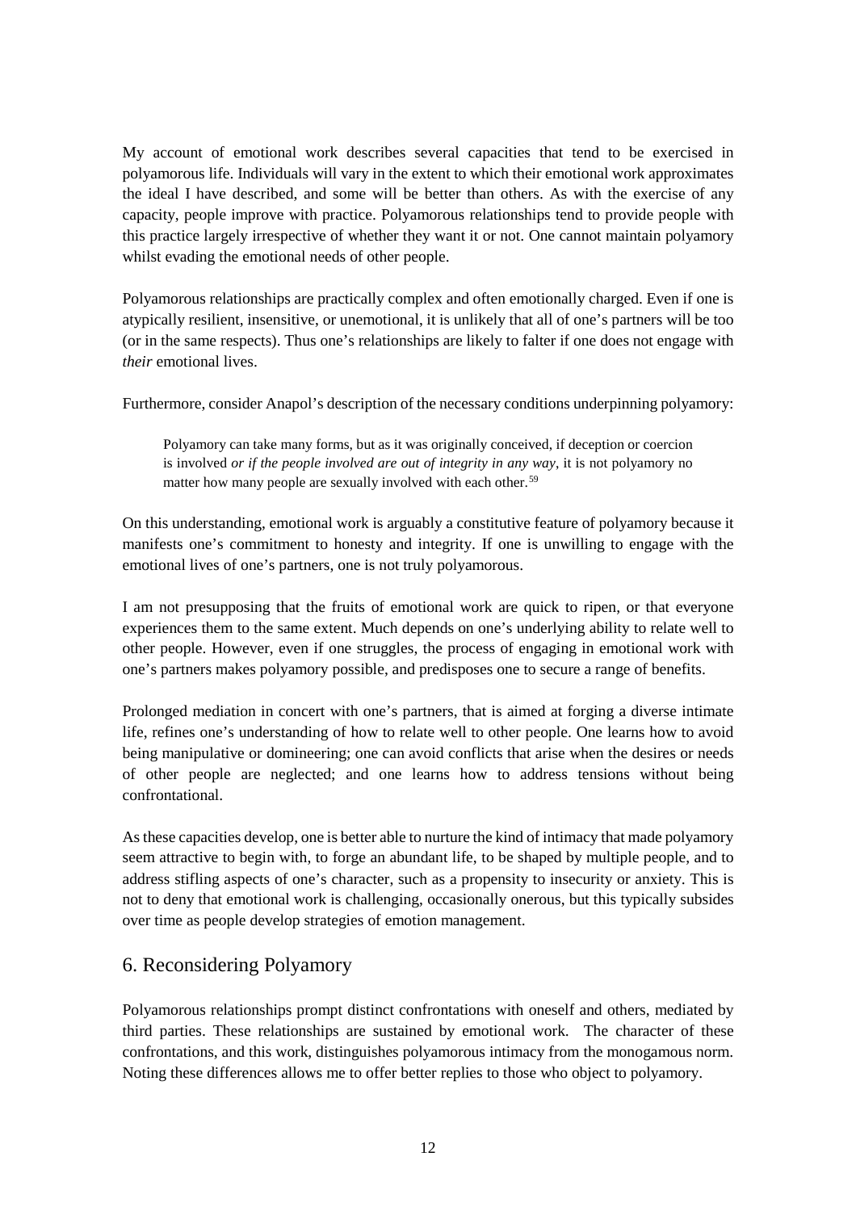My account of emotional work describes several capacities that tend to be exercised in polyamorous life. Individuals will vary in the extent to which their emotional work approximates the ideal I have described, and some will be better than others. As with the exercise of any capacity, people improve with practice. Polyamorous relationships tend to provide people with this practice largely irrespective of whether they want it or not. One cannot maintain polyamory whilst evading the emotional needs of other people.

Polyamorous relationships are practically complex and often emotionally charged. Even if one is atypically resilient, insensitive, or unemotional, it is unlikely that all of one's partners will be too (or in the same respects). Thus one's relationships are likely to falter if one does not engage with *their* emotional lives.

Furthermore, consider Anapol's description of the necessary conditions underpinning polyamory:

> Polyamory can take many forms, but as it was originally conceived, if deception or coercion is involved *or if the people involved are out of integrity in any way*, it is not polyamory no matter how many people are sexually involved with each other.[59]

On this understanding, emotional work is arguably a constitutive feature of polyamory because it manifests one's commitment to honesty and integrity. If one is unwilling to engage with the emotional lives of one's partners, one is not truly polyamorous.

I am not presupposing that the fruits of emotional work are quick to ripen, or that everyone experiences them to the same extent. Much depends on one's underlying ability to relate well to other people. However, even if one struggles, the process of engaging in emotional work with one's partners makes polyamory possible, and predisposes one to secure a range of benefits.

Prolonged mediation in concert with one's partners, that is aimed at forging a diverse intimate life, refines one's understanding of how to relate well to other people. One learns how to avoid being manipulative or domineering; one can avoid conflicts that arise when the desires or needs of other people are neglected; and one learns how to address tensions without being confrontational.

As these capacities develop, one is better able to nurture the kind of intimacy that made polyamory seem attractive to begin with, to forge an abundant life, to be shaped by multiple people, and to address stifling aspects of one's character, such as a propensity to insecurity or anxiety. This is not to deny that emotional work is challenging, occasionally onerous, but this typically subsides over time as people develop strategies of emotion management.

## 6. Reconsidering Polyamory

Polyamorous relationships prompt distinct confrontations with oneself and others, mediated by third parties. These relationships are sustained by emotional work. The character of these confrontations, and this work, distinguishes polyamorous intimacy from the monogamous norm. Noting these differences allows me to offer better replies to those who object to polyamory.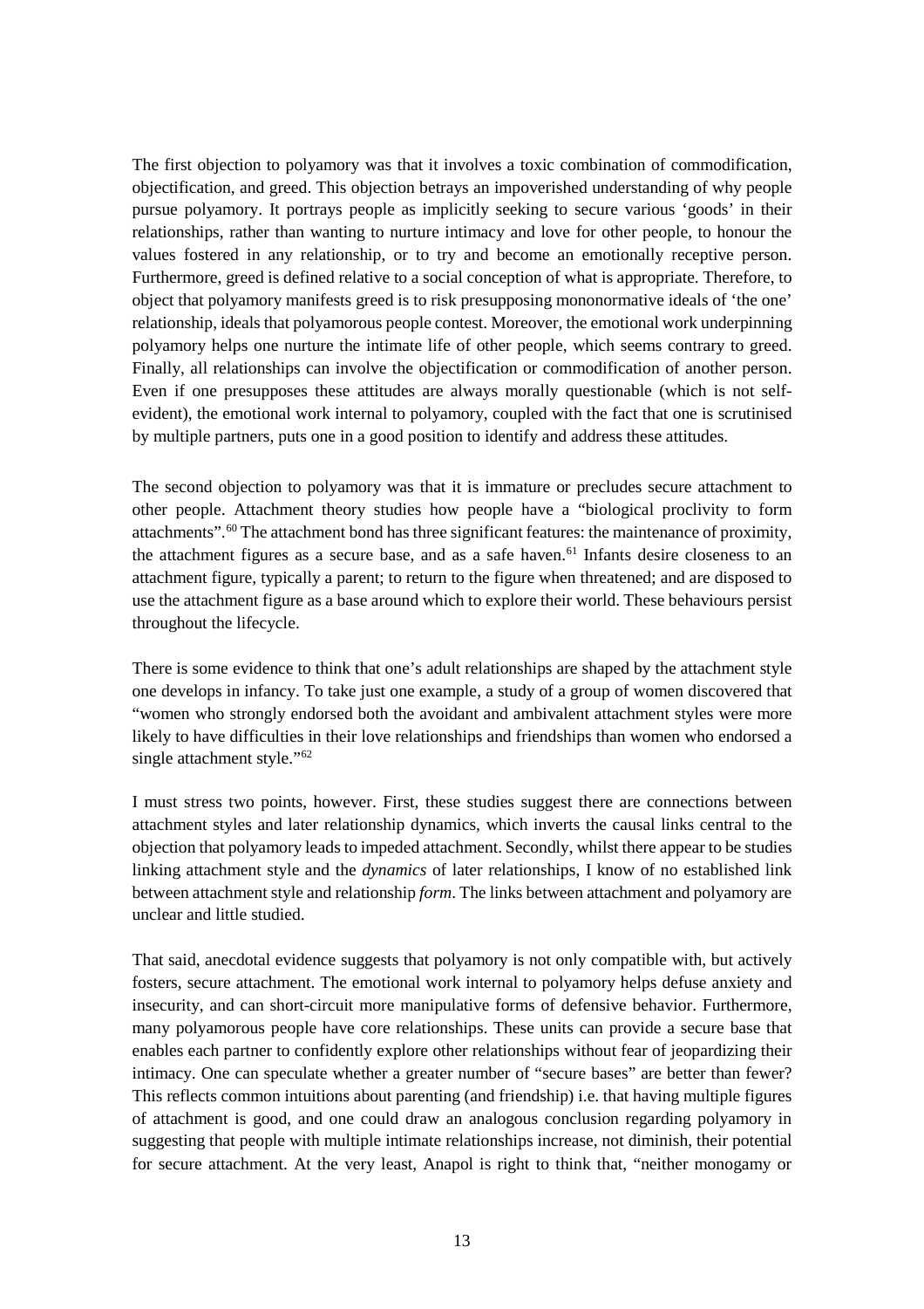The first objection to polyamory was that it involves a toxic combination of commodification, objectification, and greed. This objection betrays an impoverished understanding of why people pursue polyamory. It portrays people as implicitly seeking to secure various 'goods' in their relationships, rather than wanting to nurture intimacy and love for other people, to honour the values fostered in any relationship, or to try and become an emotionally receptive person. Furthermore, greed is defined relative to a social conception of what is appropriate. Therefore, to object that polyamory manifests greed is to risk presupposing mononormative ideals of 'the one' relationship, ideals that polyamorous people contest. Moreover, the emotional work underpinning polyamory helps one nurture the intimate life of other people, which seems contrary to greed. Finally, all relationships can involve the objectification or commodification of another person. Even if one presupposes these attitudes are always morally questionable (which is not self-evident), the emotional work internal to polyamory, coupled with the fact that one is scrutinised by multiple partners, puts one in a good position to identify and address these attitudes.

The second objection to polyamory was that it is immature or precludes secure attachment to other people. Attachment theory studies how people have a "biological proclivity to form attachments".[60] The attachment bond has three significant features: the maintenance of proximity, the attachment figures as a secure base, and as a safe haven.[61] Infants desire closeness to an attachment figure, typically a parent; to return to the figure when threatened; and are disposed to use the attachment figure as a base around which to explore their world. These behaviours persist throughout the lifecycle.

There is some evidence to think that one's adult relationships are shaped by the attachment style one develops in infancy. To take just one example, a study of a group of women discovered that "women who strongly endorsed both the avoidant and ambivalent attachment styles were more likely to have difficulties in their love relationships and friendships than women who endorsed a single attachment style."[62]

I must stress two points, however. First, these studies suggest there are connections between attachment styles and later relationship dynamics, which inverts the causal links central to the objection that polyamory leads to impeded attachment. Secondly, whilst there appear to be studies linking attachment style and the *dynamics* of later relationships, I know of no established link between attachment style and relationship *form*. The links between attachment and polyamory are unclear and little studied.

That said, anecdotal evidence suggests that polyamory is not only compatible with, but actively fosters, secure attachment. The emotional work internal to polyamory helps defuse anxiety and insecurity, and can short-circuit more manipulative forms of defensive behavior. Furthermore, many polyamorous people have core relationships. These units can provide a secure base that enables each partner to confidently explore other relationships without fear of jeopardizing their intimacy. One can speculate whether a greater number of "secure bases" are better than fewer? This reflects common intuitions about parenting (and friendship) i.e. that having multiple figures of attachment is good, and one could draw an analogous conclusion regarding polyamory in suggesting that people with multiple intimate relationships increase, not diminish, their potential for secure attachment. At the very least, Anapol is right to think that, "neither monogamy or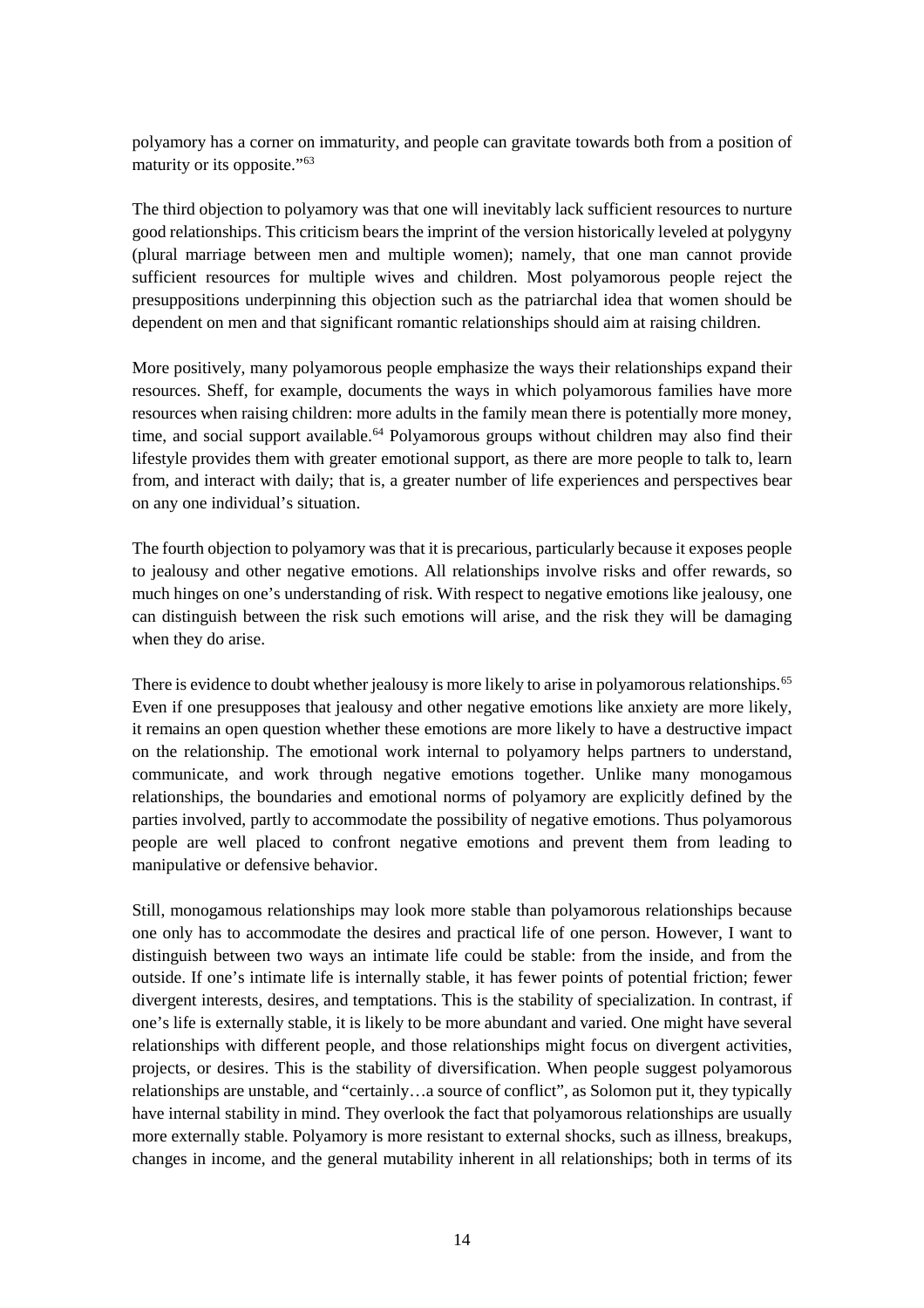polyamory has a corner on immaturity, and people can gravitate towards both from a position of maturity or its opposite."[63]

The third objection to polyamory was that one will inevitably lack sufficient resources to nurture good relationships. This criticism bears the imprint of the version historically leveled at polygyny (plural marriage between men and multiple women); namely, that one man cannot provide sufficient resources for multiple wives and children. Most polyamorous people reject the presuppositions underpinning this objection such as the patriarchal idea that women should be dependent on men and that significant romantic relationships should aim at raising children.

More positively, many polyamorous people emphasize the ways their relationships expand their resources. Sheff, for example, documents the ways in which polyamorous families have more resources when raising children: more adults in the family mean there is potentially more money, time, and social support available.[64] Polyamorous groups without children may also find their lifestyle provides them with greater emotional support, as there are more people to talk to, learn from, and interact with daily; that is, a greater number of life experiences and perspectives bear on any one individual's situation.

The fourth objection to polyamory was that it is precarious, particularly because it exposes people to jealousy and other negative emotions. All relationships involve risks and offer rewards, so much hinges on one's understanding of risk. With respect to negative emotions like jealousy, one can distinguish between the risk such emotions will arise, and the risk they will be damaging when they do arise.

There is evidence to doubt whether jealousy is more likely to arise in polyamorous relationships.[65] Even if one presupposes that jealousy and other negative emotions like anxiety are more likely, it remains an open question whether these emotions are more likely to have a destructive impact on the relationship. The emotional work internal to polyamory helps partners to understand, communicate, and work through negative emotions together. Unlike many monogamous relationships, the boundaries and emotional norms of polyamory are explicitly defined by the parties involved, partly to accommodate the possibility of negative emotions. Thus polyamorous people are well placed to confront negative emotions and prevent them from leading to manipulative or defensive behavior.

Still, monogamous relationships may look more stable than polyamorous relationships because one only has to accommodate the desires and practical life of one person. However, I want to distinguish between two ways an intimate life could be stable: from the inside, and from the outside. If one's intimate life is internally stable, it has fewer points of potential friction; fewer divergent interests, desires, and temptations. This is the stability of specialization. In contrast, if one's life is externally stable, it is likely to be more abundant and varied. One might have several relationships with different people, and those relationships might focus on divergent activities, projects, or desires. This is the stability of diversification. When people suggest polyamorous relationships are unstable, and "certainly…a source of conflict", as Solomon put it, they typically have internal stability in mind. They overlook the fact that polyamorous relationships are usually more externally stable. Polyamory is more resistant to external shocks, such as illness, breakups, changes in income, and the general mutability inherent in all relationships; both in terms of its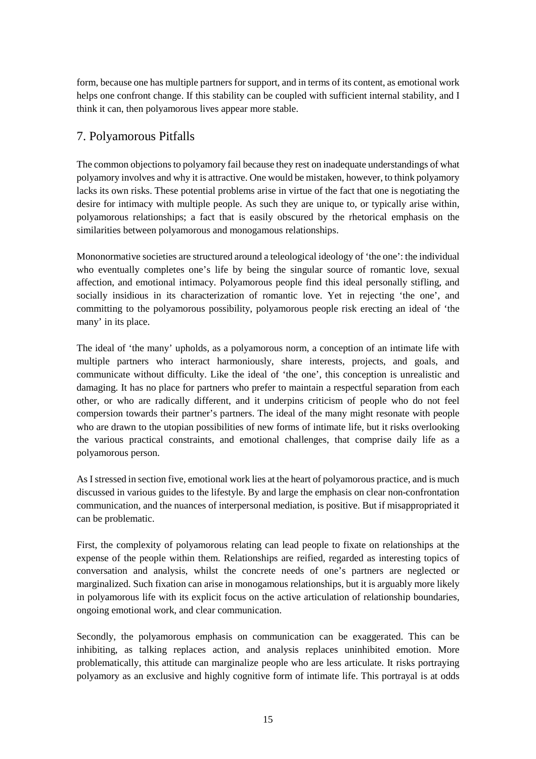form, because one has multiple partners for support, and in terms of its content, as emotional work helps one confront change. If this stability can be coupled with sufficient internal stability, and I think it can, then polyamorous lives appear more stable.

## 7. Polyamorous Pitfalls

The common objections to polyamory fail because they rest on inadequate understandings of what polyamory involves and why it is attractive. One would be mistaken, however, to think polyamory lacks its own risks. These potential problems arise in virtue of the fact that one is negotiating the desire for intimacy with multiple people. As such they are unique to, or typically arise within, polyamorous relationships; a fact that is easily obscured by the rhetorical emphasis on the similarities between polyamorous and monogamous relationships.

Mononormative societies are structured around a teleological ideology of 'the one': the individual who eventually completes one's life by being the singular source of romantic love, sexual affection, and emotional intimacy. Polyamorous people find this ideal personally stifling, and socially insidious in its characterization of romantic love. Yet in rejecting 'the one', and committing to the polyamorous possibility, polyamorous people risk erecting an ideal of 'the many' in its place.

The ideal of 'the many' upholds, as a polyamorous norm, a conception of an intimate life with multiple partners who interact harmoniously, share interests, projects, and goals, and communicate without difficulty. Like the ideal of 'the one', this conception is unrealistic and damaging. It has no place for partners who prefer to maintain a respectful separation from each other, or who are radically different, and it underpins criticism of people who do not feel compersion towards their partner's partners. The ideal of the many might resonate with people who are drawn to the utopian possibilities of new forms of intimate life, but it risks overlooking the various practical constraints, and emotional challenges, that comprise daily life as a polyamorous person.

As I stressed in section five, emotional work lies at the heart of polyamorous practice, and is much discussed in various guides to the lifestyle. By and large the emphasis on clear non-confrontation communication, and the nuances of interpersonal mediation, is positive. But if misappropriated it can be problematic.

First, the complexity of polyamorous relating can lead people to fixate on relationships at the expense of the people within them. Relationships are reified, regarded as interesting topics of conversation and analysis, whilst the concrete needs of one's partners are neglected or marginalized. Such fixation can arise in monogamous relationships, but it is arguably more likely in polyamorous life with its explicit focus on the active articulation of relationship boundaries, ongoing emotional work, and clear communication.

Secondly, the polyamorous emphasis on communication can be exaggerated. This can be inhibiting, as talking replaces action, and analysis replaces uninhibited emotion. More problematically, this attitude can marginalize people who are less articulate. It risks portraying polyamory as an exclusive and highly cognitive form of intimate life. This portrayal is at odds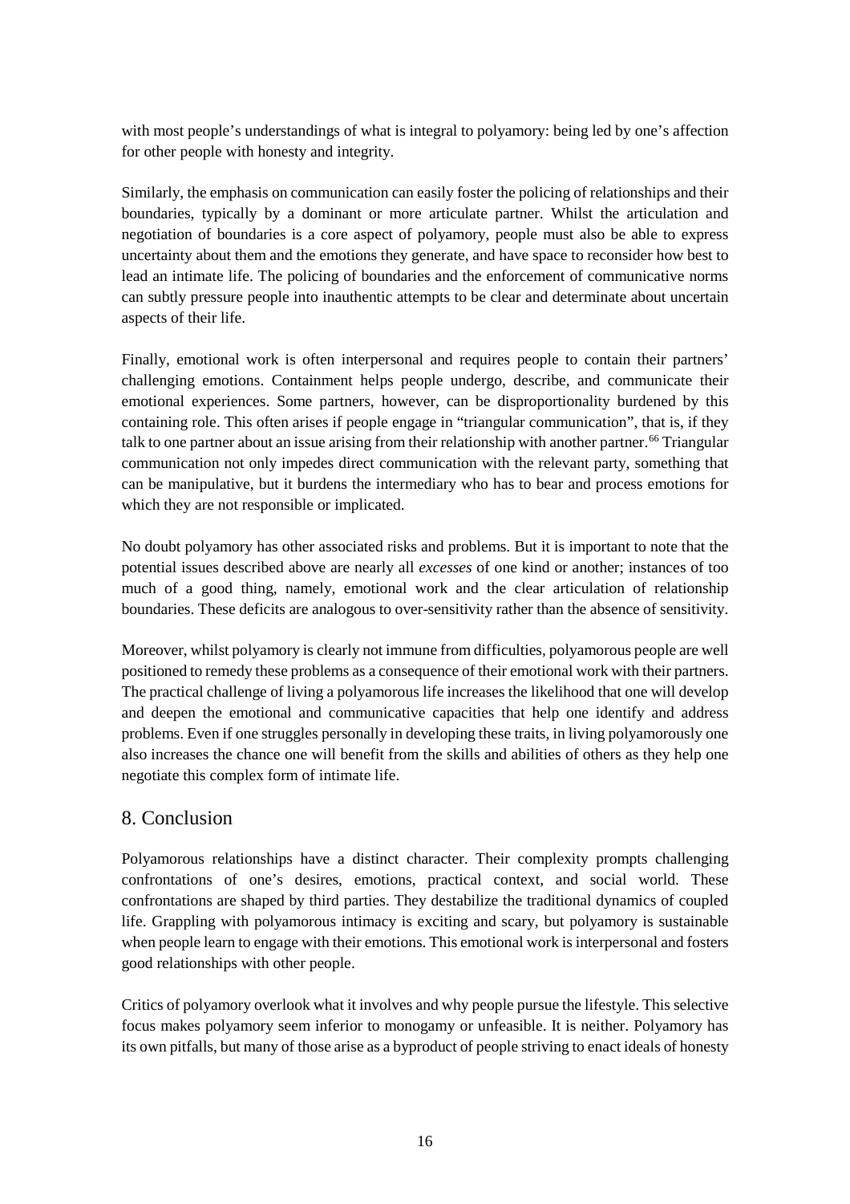with most people's understandings of what is integral to polyamory: being led by one's affection for other people with honesty and integrity.

Similarly, the emphasis on communication can easily foster the policing of relationships and their boundaries, typically by a dominant or more articulate partner. Whilst the articulation and negotiation of boundaries is a core aspect of polyamory, people must also be able to express uncertainty about them and the emotions they generate, and have space to reconsider how best to lead an intimate life. The policing of boundaries and the enforcement of communicative norms can subtly pressure people into inauthentic attempts to be clear and determinate about uncertain aspects of their life.

Finally, emotional work is often interpersonal and requires people to contain their partners' challenging emotions. Containment helps people undergo, describe, and communicate their emotional experiences. Some partners, however, can be disproportionality burdened by this containing role. This often arises if people engage in "triangular communication", that is, if they talk to one partner about an issue arising from their relationship with another partner.[66] Triangular communication not only impedes direct communication with the relevant party, something that can be manipulative, but it burdens the intermediary who has to bear and process emotions for which they are not responsible or implicated.

No doubt polyamory has other associated risks and problems. But it is important to note that the potential issues described above are nearly all *excesses* of one kind or another; instances of too much of a good thing, namely, emotional work and the clear articulation of relationship boundaries. These deficits are analogous to over-sensitivity rather than the absence of sensitivity.

Moreover, whilst polyamory is clearly not immune from difficulties, polyamorous people are well positioned to remedy these problems as a consequence of their emotional work with their partners. The practical challenge of living a polyamorous life increases the likelihood that one will develop and deepen the emotional and communicative capacities that help one identify and address problems. Even if one struggles personally in developing these traits, in living polyamorously one also increases the chance one will benefit from the skills and abilities of others as they help one negotiate this complex form of intimate life.

## 8. Conclusion

Polyamorous relationships have a distinct character. Their complexity prompts challenging confrontations of one's desires, emotions, practical context, and social world. These confrontations are shaped by third parties. They destabilize the traditional dynamics of coupled life. Grappling with polyamorous intimacy is exciting and scary, but polyamory is sustainable when people learn to engage with their emotions. This emotional work is interpersonal and fosters good relationships with other people.

Critics of polyamory overlook what it involves and why people pursue the lifestyle. This selective focus makes polyamory seem inferior to monogamy or unfeasible. It is neither. Polyamory has its own pitfalls, but many of those arise as a byproduct of people striving to enact ideals of honesty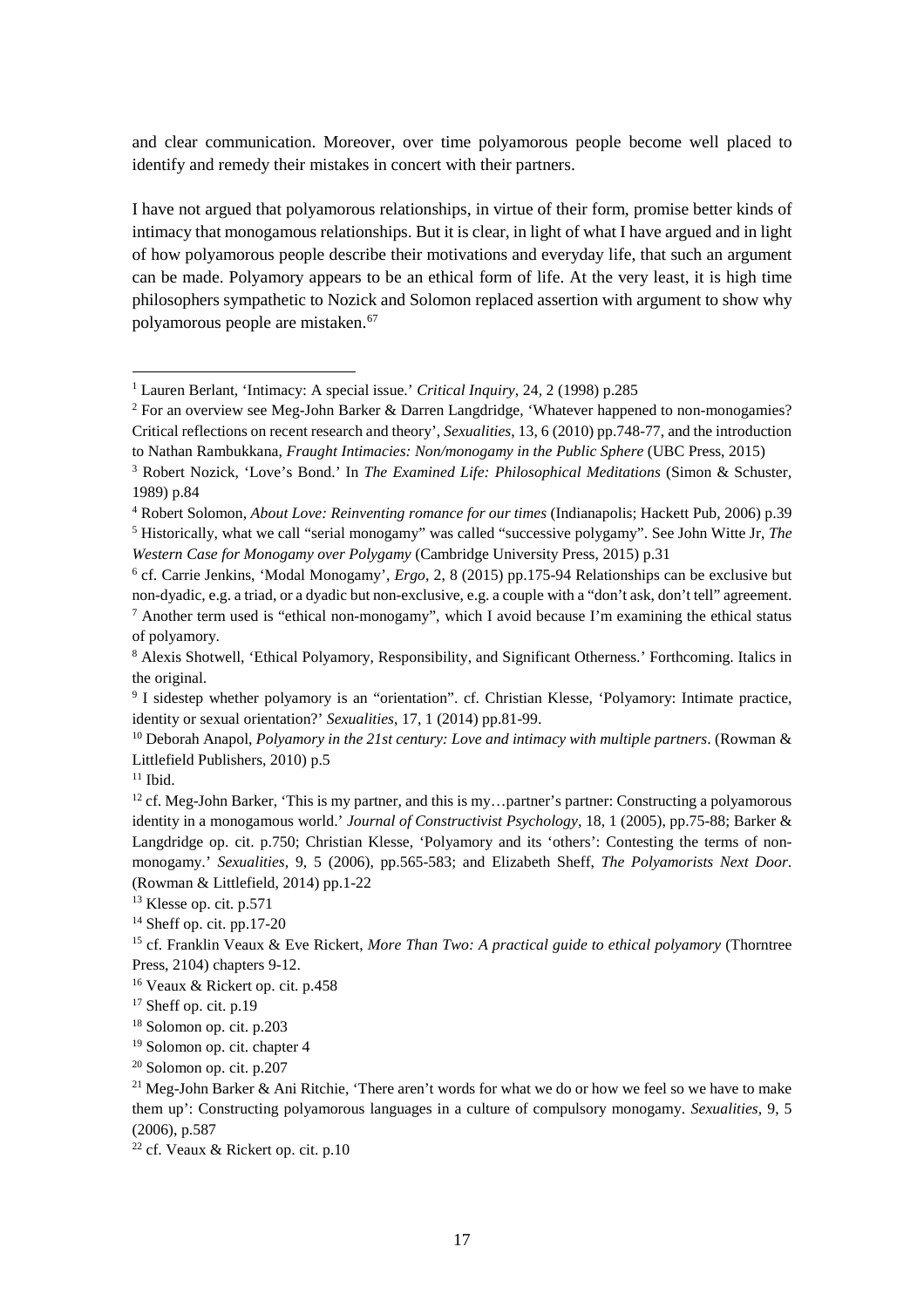and clear communication. Moreover, over time polyamorous people become well placed to identify and remedy their mistakes in concert with their partners.

I have not argued that polyamorous relationships, in virtue of their form, promise better kinds of intimacy that monogamous relationships. But it is clear, in light of what I have argued and in light of how polyamorous people describe their motivations and everyday life, that such an argument can be made. Polyamory appears to be an ethical form of life. At the very least, it is high time philosophers sympathetic to Nozick and Solomon replaced assertion with argument to show why polyamorous people are mistaken.[67]

---

[1] Lauren Berlant, 'Intimacy: A special issue.' *Critical Inquiry*, 24, 2 (1998) p.285

[2] For an overview see Meg-John Barker & Darren Langdridge, 'Whatever happened to non-monogamies? Critical reflections on recent research and theory', *Sexualities*, 13, 6 (2010) pp.748-77, and the introduction to Nathan Rambukkana, *Fraught Intimacies: Non/monogamy in the Public Sphere* (UBC Press, 2015)

[3] Robert Nozick, 'Love's Bond.' In *The Examined Life: Philosophical Meditations* (Simon & Schuster, 1989) p.84

[4] Robert Solomon, *About Love: Reinventing romance for our times* (Indianapolis; Hackett Pub, 2006) p.39

[5] Historically, what we call "serial monogamy" was called "successive polygamy". See John Witte Jr, *The Western Case for Monogamy over Polygamy* (Cambridge University Press, 2015) p.31

[6] cf. Carrie Jenkins, 'Modal Monogamy', *Ergo*, 2, 8 (2015) pp.175-94 Relationships can be exclusive but non-dyadic, e.g. a triad, or a dyadic but non-exclusive, e.g. a couple with a "don't ask, don't tell" agreement.

[7] Another term used is "ethical non-monogamy", which I avoid because I'm examining the ethical status of polyamory.

[8] Alexis Shotwell, 'Ethical Polyamory, Responsibility, and Significant Otherness.' Forthcoming. Italics in the original.

[9] I sidestep whether polyamory is an "orientation". cf. Christian Klesse, 'Polyamory: Intimate practice, identity or sexual orientation?' *Sexualities*, 17, 1 (2014) pp.81-99.

[10] Deborah Anapol, *Polyamory in the 21st century: Love and intimacy with multiple partners*. (Rowman & Littlefield Publishers, 2010) p.5

[11] Ibid.

[12] cf. Meg-John Barker, 'This is my partner, and this is my…partner's partner: Constructing a polyamorous identity in a monogamous world.' *Journal of Constructivist Psychology*, 18, 1 (2005), pp.75-88; Barker & Langdridge op. cit. p.750; Christian Klesse, 'Polyamory and its 'others': Contesting the terms of non-monogamy.' *Sexualities*, 9, 5 (2006), pp.565-583; and Elizabeth Sheff, *The Polyamorists Next Door*. (Rowman & Littlefield, 2014) pp.1-22

[13] Klesse op. cit. p.571

[14] Sheff op. cit. pp.17-20

[15] cf. Franklin Veaux & Eve Rickert, *More Than Two: A practical guide to ethical polyamory* (Thorntree Press, 2104) chapters 9-12.

[16] Veaux & Rickert op. cit. p.458

[17] Sheff op. cit. p.19

[18] Solomon op. cit. p.203

[19] Solomon op. cit. chapter 4

[20] Solomon op. cit. p.207

[21] Meg-John Barker & Ani Ritchie, 'There aren't words for what we do or how we feel so we have to make them up': Constructing polyamorous languages in a culture of compulsory monogamy. *Sexualities*, 9, 5 (2006), p.587

[22] cf. Veaux & Rickert op. cit. p.10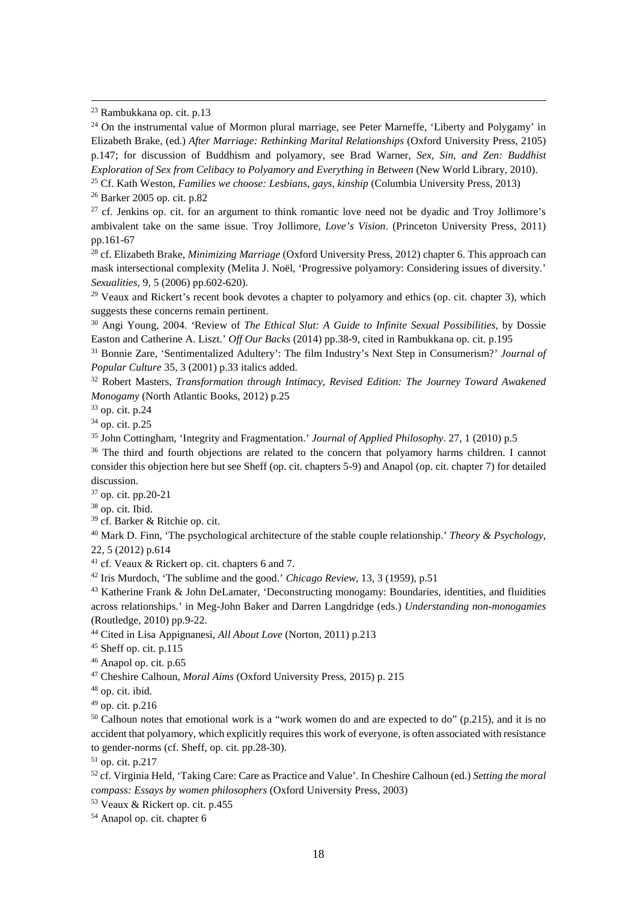[23] Rambukkana op. cit. p.13

[24] On the instrumental value of Mormon plural marriage, see Peter Marneffe, 'Liberty and Polygamy' in Elizabeth Brake, (ed.) *After Marriage: Rethinking Marital Relationships* (Oxford University Press, 2105) p.147; for discussion of Buddhism and polyamory, see Brad Warner, *Sex, Sin, and Zen: Buddhist Exploration of Sex from Celibacy to Polyamory and Everything in Between* (New World Library, 2010).

[25] Cf. Kath Weston, *Families we choose: Lesbians, gays, kinship* (Columbia University Press, 2013)

[26] Barker 2005 op. cit. p.82

[27] cf. Jenkins op. cit. for an argument to think romantic love need not be dyadic and Troy Jollimore's ambivalent take on the same issue. Troy Jollimore, *Love's Vision*. (Princeton University Press, 2011) pp.161-67

[28] cf. Elizabeth Brake, *Minimizing Marriage* (Oxford University Press, 2012) chapter 6. This approach can mask intersectional complexity (Melita J. Noël, 'Progressive polyamory: Considering issues of diversity.' *Sexualities*, 9, 5 (2006) pp.602-620).

[29] Veaux and Rickert's recent book devotes a chapter to polyamory and ethics (op. cit. chapter 3), which suggests these concerns remain pertinent.

[30] Angi Young, 2004. 'Review of *The Ethical Slut: A Guide to Infinite Sexual Possibilities*, by Dossie Easton and Catherine A. Liszt.' *Off Our Backs* (2014) pp.38-9, cited in Rambukkana op. cit. p.195

[31] Bonnie Zare, 'Sentimentalized Adultery': The film Industry's Next Step in Consumerism?' *Journal of Popular Culture* 35, 3 (2001) p.33 italics added.

[32] Robert Masters, *Transformation through Intimacy, Revised Edition: The Journey Toward Awakened Monogamy* (North Atlantic Books, 2012) p.25

[33] op. cit. p.24

[34] op. cit. p.25

[35] John Cottingham, 'Integrity and Fragmentation.' *Journal of Applied Philosophy*. 27, 1 (2010) p.5

[36] The third and fourth objections are related to the concern that polyamory harms children. I cannot consider this objection here but see Sheff (op. cit. chapters 5-9) and Anapol (op. cit. chapter 7) for detailed discussion.

[37] op. cit. pp.20-21

[38] op. cit. Ibid.

[39] cf. Barker & Ritchie op. cit.

[40] Mark D. Finn, 'The psychological architecture of the stable couple relationship.' *Theory & Psychology*, 22, 5 (2012) p.614

[41] cf. Veaux & Rickert op. cit. chapters 6 and 7.

[42] Iris Murdoch, 'The sublime and the good.' *Chicago Review*, 13, 3 (1959), p.51

[43] Katherine Frank & John DeLamater, 'Deconstructing monogamy: Boundaries, identities, and fluidities across relationships.' in Meg-John Baker and Darren Langdridge (eds.) *Understanding non-monogamies* (Routledge, 2010) pp.9-22.

[44] Cited in Lisa Appignanesi, *All About Love* (Norton, 2011) p.213

[45] Sheff op. cit. p.115

[46] Anapol op. cit. p.65

[47] Cheshire Calhoun, *Moral Aims* (Oxford University Press, 2015) p. 215

[48] op. cit. ibid.

[49] op. cit. p.216

[50] Calhoun notes that emotional work is a "work women do and are expected to do" (p.215), and it is no accident that polyamory, which explicitly requires this work of everyone, is often associated with resistance to gender-norms (cf. Sheff, op. cit. pp.28-30).

[51] op. cit. p.217

[52] cf. Virginia Held, 'Taking Care: Care as Practice and Value'. In Cheshire Calhoun (ed.) *Setting the moral compass: Essays by women philosophers* (Oxford University Press, 2003)

[53] Veaux & Rickert op. cit. p.455

[54] Anapol op. cit. chapter 6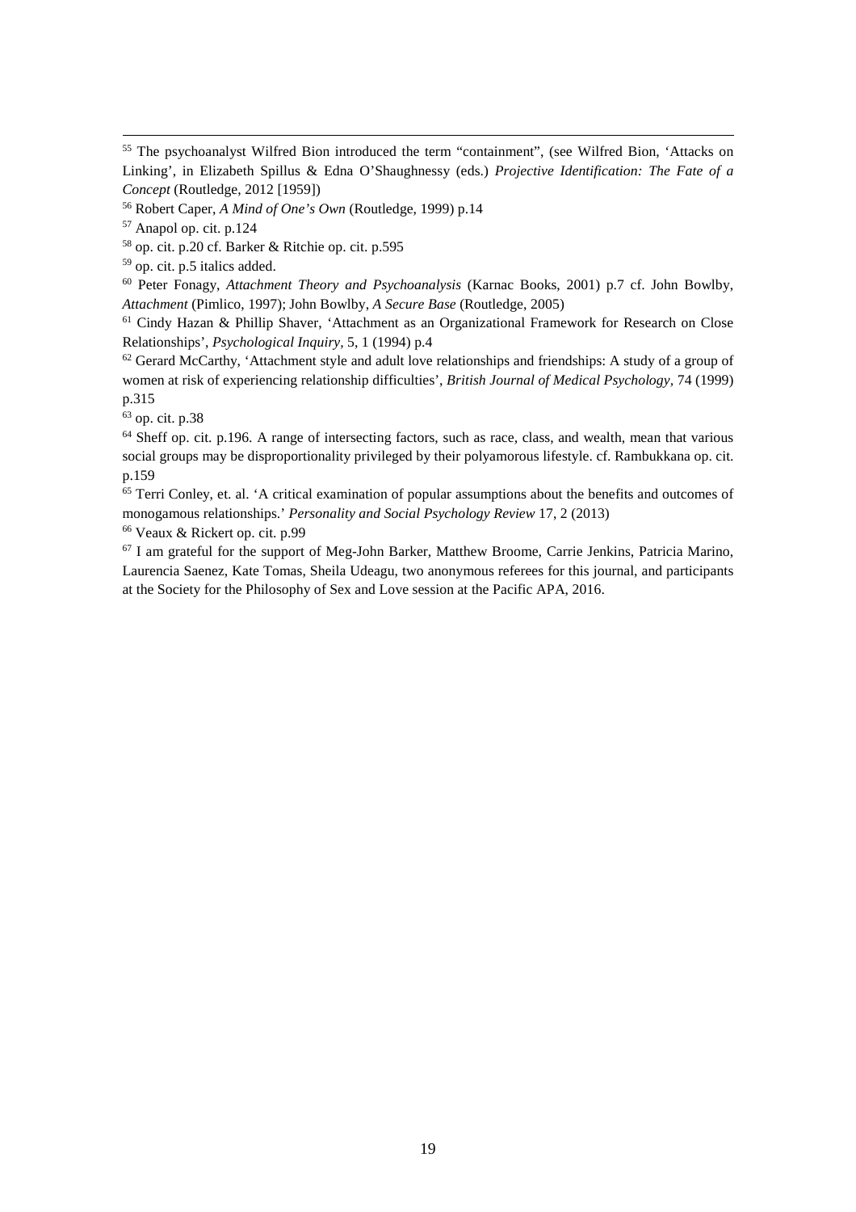[55] The psychoanalyst Wilfred Bion introduced the term "containment", (see Wilfred Bion, 'Attacks on Linking', in Elizabeth Spillus & Edna O'Shaughnessy (eds.) *Projective Identification: The Fate of a Concept* (Routledge, 2012 [1959])

[56] Robert Caper, *A Mind of One's Own* (Routledge, 1999) p.14

[57] Anapol op. cit. p.124

[58] op. cit. p.20 cf. Barker & Ritchie op. cit. p.595

[59] op. cit. p.5 italics added.

[60] Peter Fonagy, *Attachment Theory and Psychoanalysis* (Karnac Books, 2001) p.7 cf. John Bowlby, *Attachment* (Pimlico, 1997); John Bowlby, *A Secure Base* (Routledge, 2005)

[61] Cindy Hazan & Phillip Shaver, 'Attachment as an Organizational Framework for Research on Close Relationships', *Psychological Inquiry,* 5, 1 (1994) p.4

[62] Gerard McCarthy, 'Attachment style and adult love relationships and friendships: A study of a group of women at risk of experiencing relationship difficulties', *British Journal of Medical Psychology,* 74 (1999) p.315

[63] op. cit. p.38

[64] Sheff op. cit. p.196. A range of intersecting factors, such as race, class, and wealth, mean that various social groups may be disproportionality privileged by their polyamorous lifestyle. cf. Rambukkana op. cit. p.159

[65] Terri Conley, et. al. 'A critical examination of popular assumptions about the benefits and outcomes of monogamous relationships.' *Personality and Social Psychology Review* 17, 2 (2013)

[66] Veaux & Rickert op. cit. p.99

[67] I am grateful for the support of Meg-John Barker, Matthew Broome, Carrie Jenkins, Patricia Marino, Laurencia Saenez, Kate Tomas, Sheila Udeagu, two anonymous referees for this journal, and participants at the Society for the Philosophy of Sex and Love session at the Pacific APA, 2016.